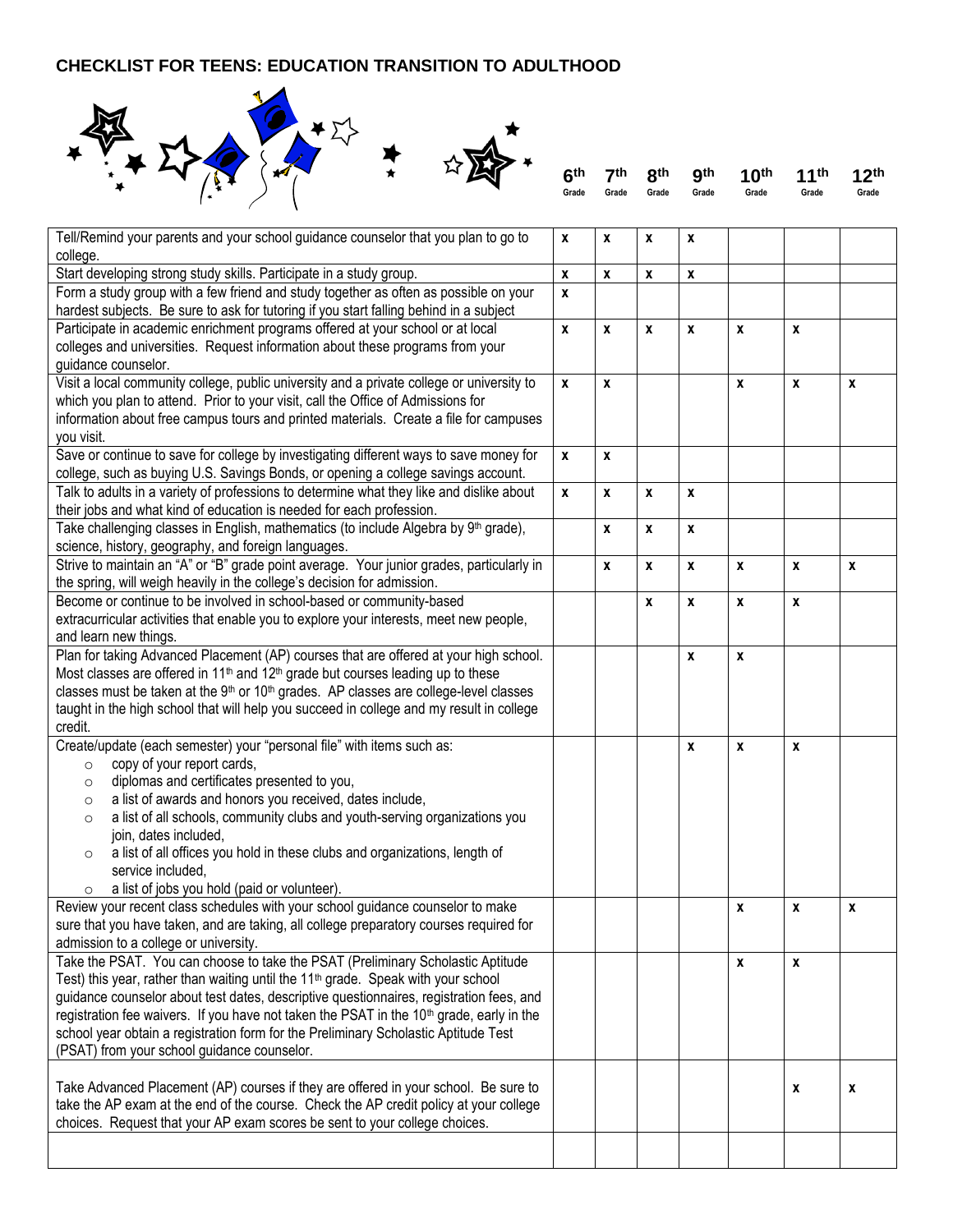# CHECKLIST FOR TEENS: EDUCATION TRANSITION TO ADULTHOOD

| | 6th Grade | 7th Grade | 8th Grade | 9th Grade | 10th Grade | 11th Grade | 12th Grade |
|---|---|---|---|---|---|---|---|
| Tell/Remind your parents and your school guidance counselor that you plan to go to college. | x | x | x | x | | | |
| Start developing strong study skills. Participate in a study group. | x | x | x | x | | | |
| Form a study group with a few friend and study together as often as possible on your hardest subjects. Be sure to ask for tutoring if you start falling behind in a subject | x | | | | | | |
| Participate in academic enrichment programs offered at your school or at local colleges and universities. Request information about these programs from your guidance counselor. | x | x | x | x | x | x | |
| Visit a local community college, public university and a private college or university to which you plan to attend. Prior to your visit, call the Office of Admissions for information about free campus tours and printed materials. Create a file for campuses you visit. | x | x | | | x | x | x |
| Save or continue to save for college by investigating different ways to save money for college, such as buying U.S. Savings Bonds, or opening a college savings account. | x | x | | | | | |
| Talk to adults in a variety of professions to determine what they like and dislike about their jobs and what kind of education is needed for each profession. | x | x | x | x | | | |
| Take challenging classes in English, mathematics (to include Algebra by 9th grade), science, history, geography, and foreign languages. | | x | x | x | | | |
| Strive to maintain an "A" or "B" grade point average. Your junior grades, particularly in the spring, will weigh heavily in the college's decision for admission. | | x | x | x | x | x | x |
| Become or continue to be involved in school-based or community-based extracurricular activities that enable you to explore your interests, meet new people, and learn new things. | | | x | x | x | x | |
| Plan for taking Advanced Placement (AP) courses that are offered at your high school. Most classes are offered in 11th and 12th grade but courses leading up to these classes must be taken at the 9th or 10th grades. AP classes are college-level classes taught in the high school that will help you succeed in college and my result in college credit. | | | | x | x | | |
| Create/update (each semester) your "personal file" with items such as:<br>○ copy of your report cards,<br>○ diplomas and certificates presented to you,<br>○ a list of awards and honors you received, dates include,<br>○ a list of all schools, community clubs and youth-serving organizations you join, dates included,<br>○ a list of all offices you hold in these clubs and organizations, length of service included,<br>○ a list of jobs you hold (paid or volunteer). | | | | x | x | x | |
| Review your recent class schedules with your school guidance counselor to make sure that you have taken, and are taking, all college preparatory courses required for admission to a college or university. | | | | | x | x | x |
| Take the PSAT. You can choose to take the PSAT (Preliminary Scholastic Aptitude Test) this year, rather than waiting until the 11th grade. Speak with your school guidance counselor about test dates, descriptive questionnaires, registration fees, and registration fee waivers. If you have not taken the PSAT in the 10th grade, early in the school year obtain a registration form for the Preliminary Scholastic Aptitude Test (PSAT) from your school guidance counselor. | | | | | x | x | |
| Take Advanced Placement (AP) courses if they are offered in your school. Be sure to take the AP exam at the end of the course. Check the AP credit policy at your college choices. Request that your AP exam scores be sent to your college choices. | | | | | | x | x |
| | | | | | | | |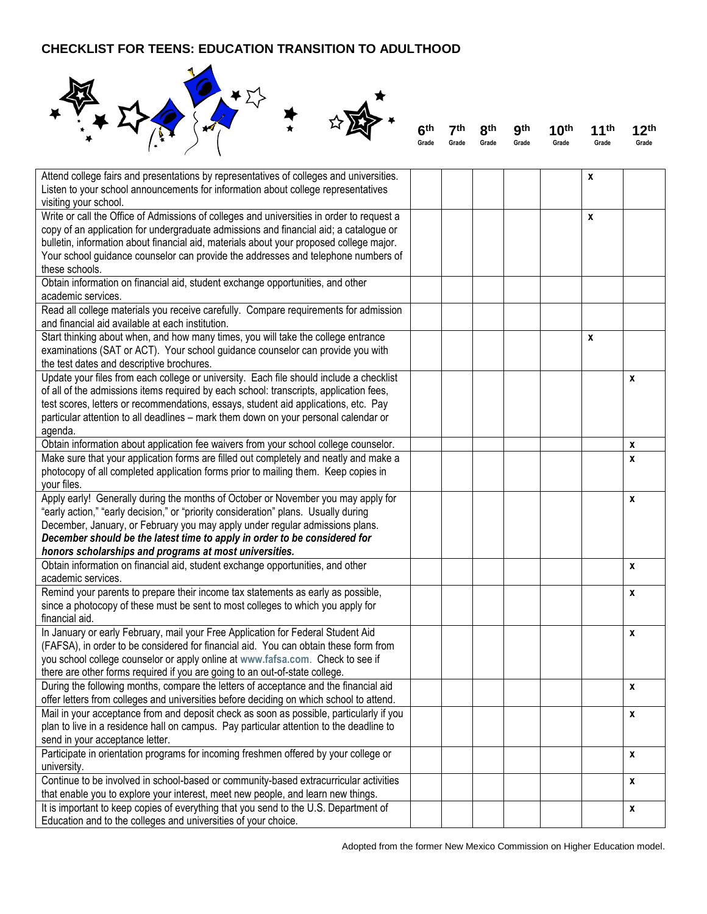## CHECKLIST FOR TEENS: EDUCATION TRANSITION TO ADULTHOOD

| | 6th Grade | 7th Grade | 8th Grade | 9th Grade | 10th Grade | 11th Grade | 12th Grade |
|---|---|---|---|---|---|---|---|
| Attend college fairs and presentations by representatives of colleges and universities. Listen to your school announcements for information about college representatives visiting your school. | | | | | | x | |
| Write or call the Office of Admissions of colleges and universities in order to request a copy of an application for undergraduate admissions and financial aid; a catalogue or bulletin, information about financial aid, materials about your proposed college major. Your school guidance counselor can provide the addresses and telephone numbers of these schools. | | | | | | x | |
| Obtain information on financial aid, student exchange opportunities, and other academic services. | | | | | | | |
| Read all college materials you receive carefully. Compare requirements for admission and financial aid available at each institution. | | | | | | | |
| Start thinking about when, and how many times, you will take the college entrance examinations (SAT or ACT). Your school guidance counselor can provide you with the test dates and descriptive brochures. | | | | | | x | |
| Update your files from each college or university. Each file should include a checklist of all of the admissions items required by each school: transcripts, application fees, test scores, letters or recommendations, essays, student aid applications, etc. Pay particular attention to all deadlines – mark them down on your personal calendar or agenda. | | | | | | | x |
| Obtain information about application fee waivers from your school college counselor. | | | | | | | x |
| Make sure that your application forms are filled out completely and neatly and make a photocopy of all completed application forms prior to mailing them. Keep copies in your files. | | | | | | | x |
| Apply early! Generally during the months of October or November you may apply for "early action," "early decision," or "priority consideration" plans. Usually during December, January, or February you may apply under regular admissions plans. ***December should be the latest time to apply in order to be considered for honors scholarships and programs at most universities.*** | | | | | | | x |
| Obtain information on financial aid, student exchange opportunities, and other academic services. | | | | | | | x |
| Remind your parents to prepare their income tax statements as early as possible, since a photocopy of these must be sent to most colleges to which you apply for financial aid. | | | | | | | x |
| In January or early February, mail your Free Application for Federal Student Aid (FAFSA), in order to be considered for financial aid. You can obtain these form from you school college counselor or apply online at www.fafsa.com. Check to see if there are other forms required if you are going to an out-of-state college. | | | | | | | x |
| During the following months, compare the letters of acceptance and the financial aid offer letters from colleges and universities before deciding on which school to attend. | | | | | | | x |
| Mail in your acceptance from and deposit check as soon as possible, particularly if you plan to live in a residence hall on campus. Pay particular attention to the deadline to send in your acceptance letter. | | | | | | | x |
| Participate in orientation programs for incoming freshmen offered by your college or university. | | | | | | | x |
| Continue to be involved in school-based or community-based extracurricular activities that enable you to explore your interest, meet new people, and learn new things. | | | | | | | x |
| It is important to keep copies of everything that you send to the U.S. Department of Education and to the colleges and universities of your choice. | | | | | | | x |

Adopted from the former New Mexico Commission on Higher Education model.